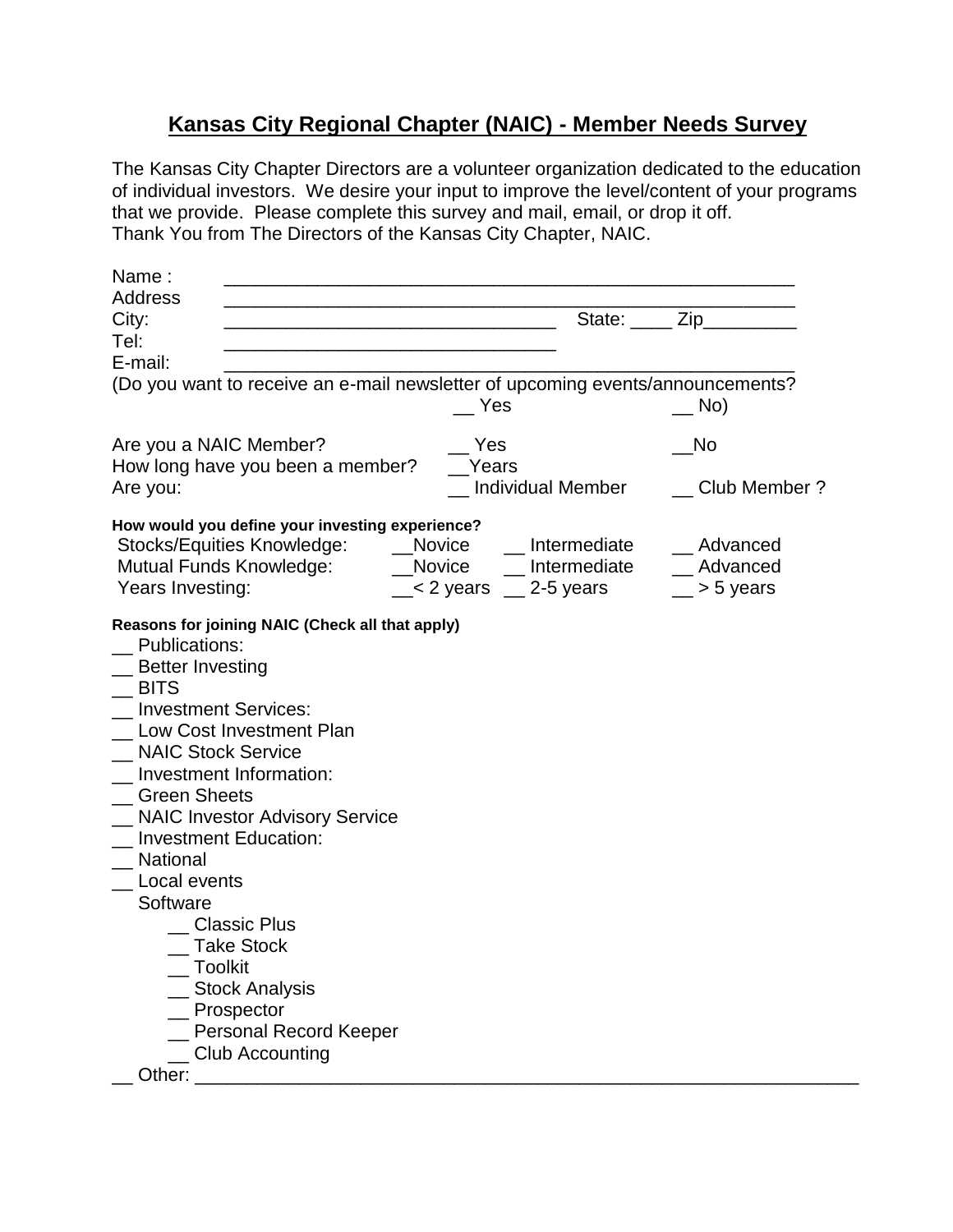# Kansas City Regional Chapter (NAIC) - Member Needs Survey

The Kansas City Chapter Directors are a volunteer organization dedicated to the education of individual investors. We desire your input to improve the level/content of your programs that we provide. Please complete this survey and mail, email, or drop it off.
Thank You from The Directors of the Kansas City Chapter, NAIC.

Name : ______________________________________________________
Address ______________________________________________________
City: _________________________________ State: ____ Zip_________
Tel: _________________________________
E-mail: ______________________________________________________
(Do you want to receive an e-mail newsletter of upcoming events/announcements?
__ Yes __ No)

Are you a NAIC Member? __ Yes __No
How long have you been a member? __Years
Are you: __ Individual Member __ Club Member ?

**How would you define your investing experience?**

| | | | |
|---|---|---|---|
| Stocks/Equities Knowledge: | __Novice | __ Intermediate | __ Advanced |
| Mutual Funds Knowledge: | __Novice | __ Intermediate | __ Advanced |
| Years Investing: | __< 2 years | __ 2-5 years | __ > 5 years |

**Reasons for joining NAIC (Check all that apply)**

__ Publications:
__ Better Investing
__ BITS
__ Investment Services:
__ Low Cost Investment Plan
__ NAIC Stock Service
__ Investment Information:
__ Green Sheets
__ NAIC Investor Advisory Service
__ Investment Education:
__ National
__ Local events
Software
- __ Classic Plus
- __ Take Stock
- __ Toolkit
- __ Stock Analysis
- __ Prospector
- __ Personal Record Keeper
- __ Club Accounting

__ Other: ____________________________________________________________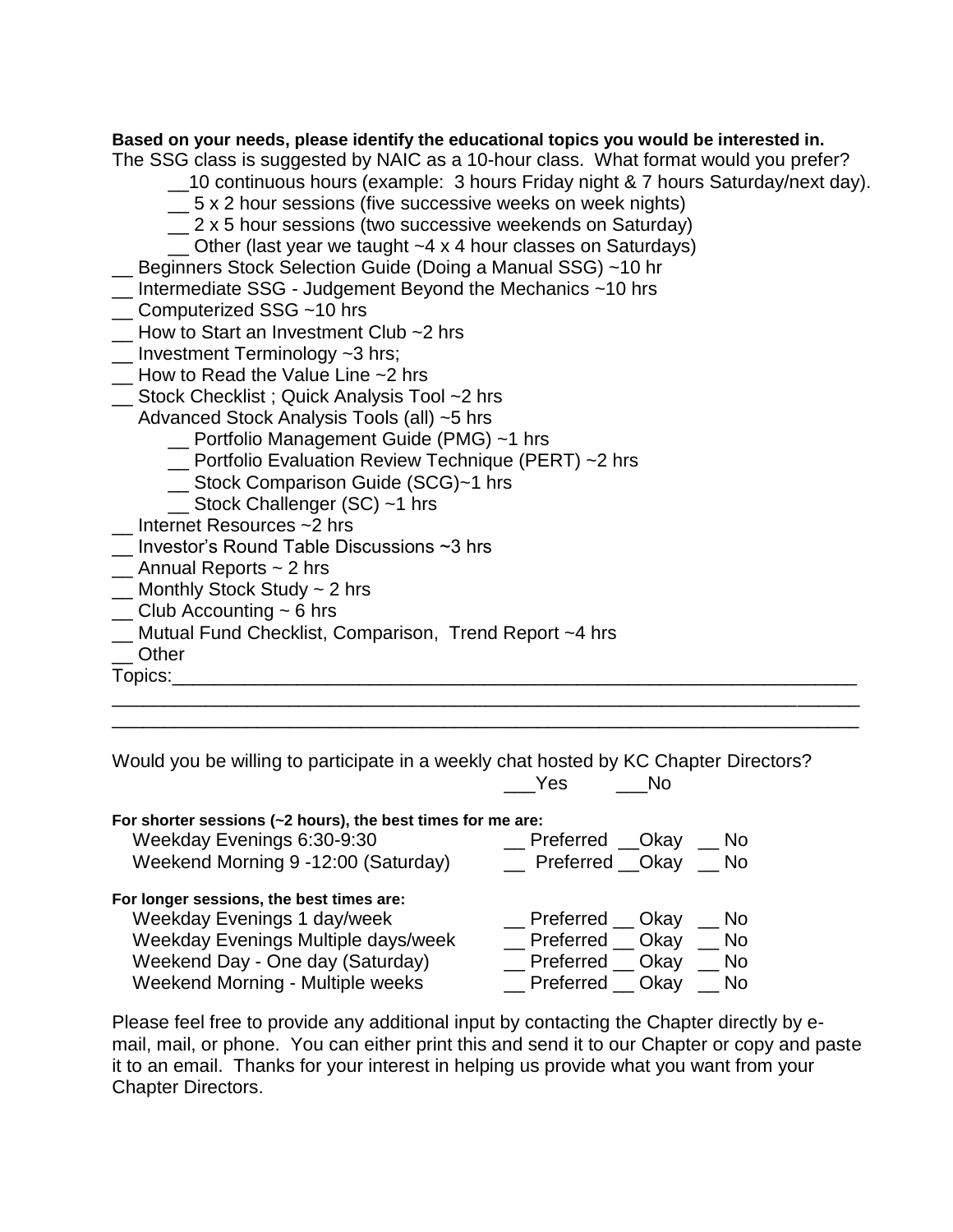**Based on your needs, please identify the educational topics you would be interested in.**

The SSG class is suggested by NAIC as a 10-hour class. What format would you prefer?

- __10 continuous hours (example: 3 hours Friday night & 7 hours Saturday/next day).
- __ 5 x 2 hour sessions (five successive weeks on week nights)
- __ 2 x 5 hour sessions (two successive weekends on Saturday)
- __ Other (last year we taught ~4 x 4 hour classes on Saturdays)

__ Beginners Stock Selection Guide (Doing a Manual SSG) ~10 hr
__ Intermediate SSG - Judgement Beyond the Mechanics ~10 hrs
__ Computerized SSG ~10 hrs
__ How to Start an Investment Club ~2 hrs
__ Investment Terminology ~3 hrs;
__ How to Read the Value Line ~2 hrs
__ Stock Checklist ; Quick Analysis Tool ~2 hrs
Advanced Stock Analysis Tools (all) ~5 hrs

- __ Portfolio Management Guide (PMG) ~1 hrs
- __ Portfolio Evaluation Review Technique (PERT) ~2 hrs
- __ Stock Comparison Guide (SCG)~1 hrs
- __ Stock Challenger (SC) ~1 hrs

__ Internet Resources ~2 hrs
__ Investor's Round Table Discussions ~3 hrs
__ Annual Reports ~ 2 hrs
__ Monthly Stock Study ~ 2 hrs
__ Club Accounting ~ 6 hrs
__ Mutual Fund Checklist, Comparison, Trend Report ~4 hrs
__ Other
Topics:________________________________________________________________
______________________________________________________________________
______________________________________________________________________

Would you be willing to participate in a weekly chat hosted by KC Chapter Directors?
___Yes ___No

**For shorter sessions (~2 hours), the best times for me are:**

| | | | |
|---|---|---|---|
| Weekday Evenings 6:30-9:30 | __ Preferred | __Okay | __ No |
| Weekend Morning 9 -12:00 (Saturday) | __ Preferred | __Okay | __ No |

**For longer sessions, the best times are:**

| | | | |
|---|---|---|---|
| Weekday Evenings 1 day/week | __ Preferred | __ Okay | __ No |
| Weekday Evenings Multiple days/week | __ Preferred | __ Okay | __ No |
| Weekend Day - One day (Saturday) | __ Preferred | __ Okay | __ No |
| Weekend Morning - Multiple weeks | __ Preferred | __ Okay | __ No |

Please feel free to provide any additional input by contacting the Chapter directly by e-mail, mail, or phone. You can either print this and send it to our Chapter or copy and paste it to an email. Thanks for your interest in helping us provide what you want from your Chapter Directors.